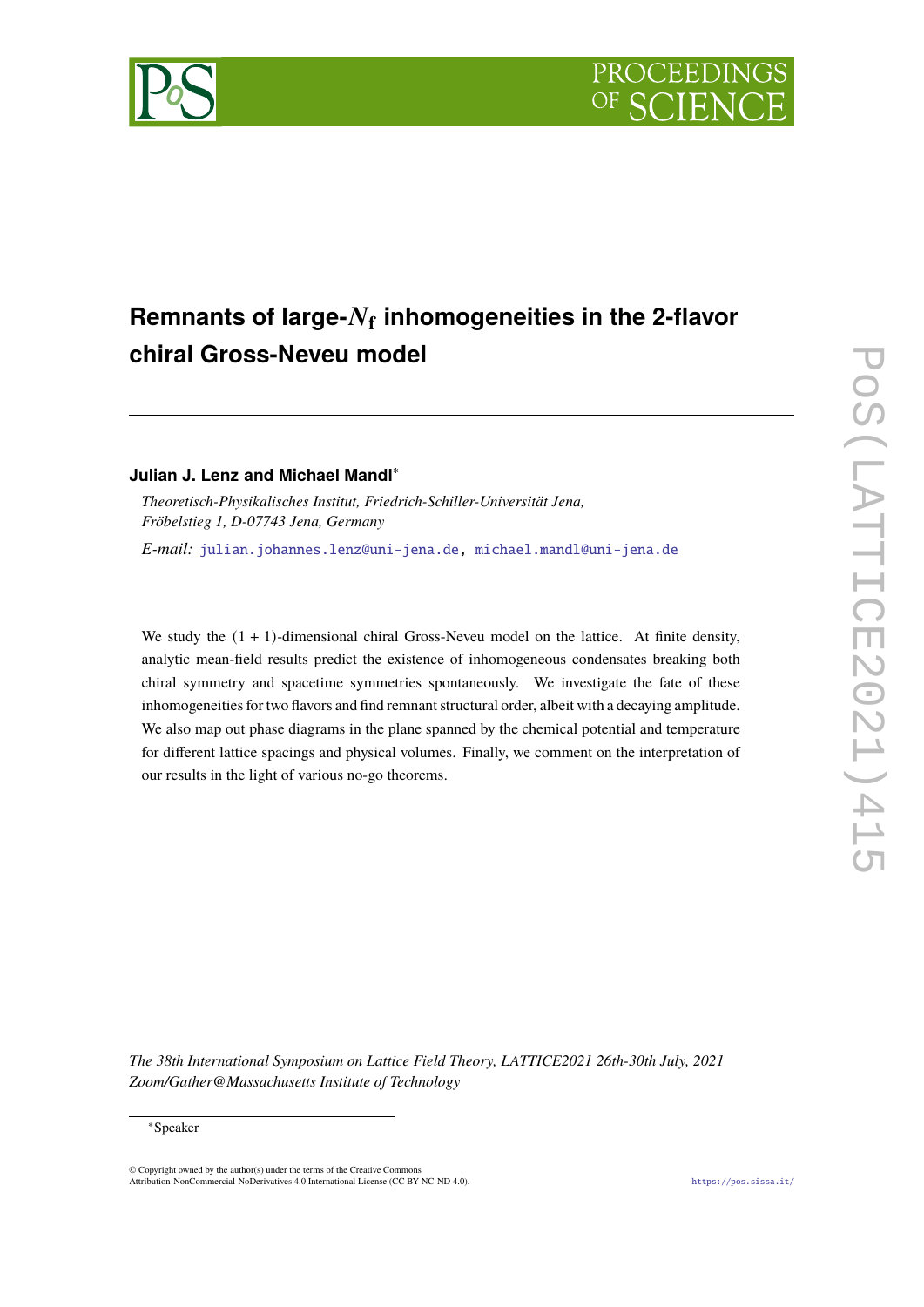# Remnants of large-$N_\mathrm{f}$ inhomogeneities in the 2-flavor chiral Gross-Neveu model

**Julian J. Lenz and Michael Mandl***

*Theoretisch-Physikalisches Institut, Friedrich-Schiller-Universität Jena, Fröbelstieg 1, D-07743 Jena, Germany*

*E-mail:* julian.johannes.lenz@uni-jena.de, michael.mandl@uni-jena.de

We study the $(1+1)$-dimensional chiral Gross-Neveu model on the lattice. At finite density, analytic mean-field results predict the existence of inhomogeneous condensates breaking both chiral symmetry and spacetime symmetries spontaneously. We investigate the fate of these inhomogeneities for two flavors and find remnant structural order, albeit with a decaying amplitude. We also map out phase diagrams in the plane spanned by the chemical potential and temperature for different lattice spacings and physical volumes. Finally, we comment on the interpretation of our results in the light of various no-go theorems.

*The 38th International Symposium on Lattice Field Theory, LATTICE2021 26th-30th July, 2021 Zoom/Gather@Massachusetts Institute of Technology*

*Speaker

© Copyright owned by the author(s) under the terms of the Creative Commons Attribution-NonCommercial-NoDerivatives 4.0 International License (CC BY-NC-ND 4.0).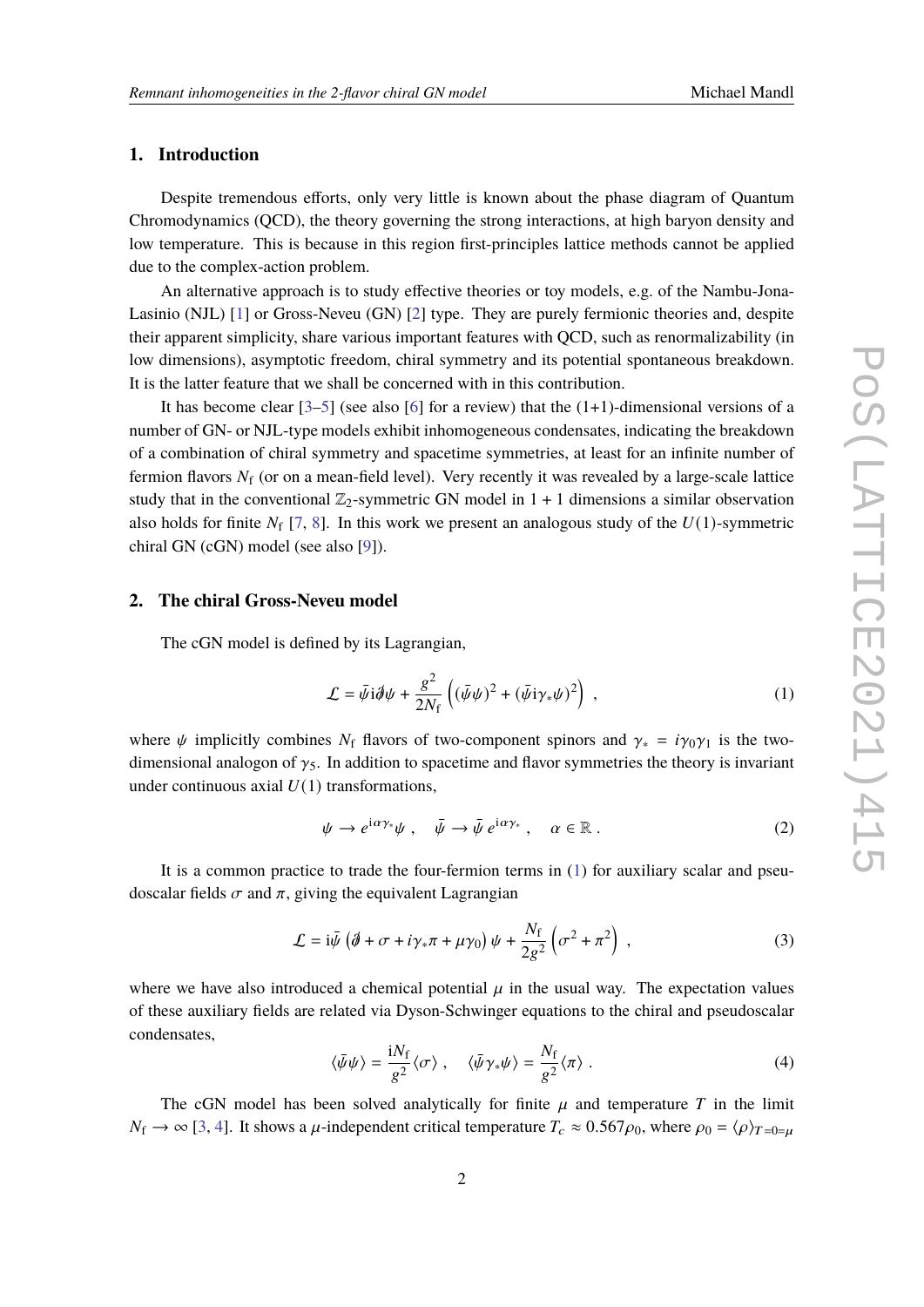## 1. Introduction

Despite tremendous efforts, only very little is known about the phase diagram of Quantum Chromodynamics (QCD), the theory governing the strong interactions, at high baryon density and low temperature. This is because in this region first-principles lattice methods cannot be applied due to the complex-action problem.

An alternative approach is to study effective theories or toy models, e.g. of the Nambu-Jona-Lasinio (NJL) [1] or Gross-Neveu (GN) [2] type. They are purely fermionic theories and, despite their apparent simplicity, share various important features with QCD, such as renormalizability (in low dimensions), asymptotic freedom, chiral symmetry and its potential spontaneous breakdown. It is the latter feature that we shall be concerned with in this contribution.

It has become clear [3–5] (see also [6] for a review) that the (1+1)-dimensional versions of a number of GN- or NJL-type models exhibit inhomogeneous condensates, indicating the breakdown of a combination of chiral symmetry and spacetime symmetries, at least for an infinite number of fermion flavors $N_\mathrm{f}$ (or on a mean-field level). Very recently it was revealed by a large-scale lattice study that in the conventional $\mathbb{Z}_2$-symmetric GN model in $1+1$ dimensions a similar observation also holds for finite $N_\mathrm{f}$ [7, 8]. In this work we present an analogous study of the $U(1)$-symmetric chiral GN (cGN) model (see also [9]).

## 2. The chiral Gross-Neveu model

The cGN model is defined by its Lagrangian,

$$\mathcal{L} = \bar{\psi}\mathrm{i}\partial\!\!\!/\psi + \frac{g^2}{2N_\mathrm{f}}\left((\bar{\psi}\psi)^2 + (\bar{\psi}\mathrm{i}\gamma_*\psi)^2\right) \ , \tag{1}$$

where $\psi$ implicitly combines $N_\mathrm{f}$ flavors of two-component spinors and $\gamma_* = i\gamma_0\gamma_1$ is the two-dimensional analogon of $\gamma_5$. In addition to spacetime and flavor symmetries the theory is invariant under continuous axial $U(1)$ transformations,

$$\psi \to e^{\mathrm{i}\alpha\gamma_*}\psi \ , \quad \bar{\psi} \to \bar{\psi}\, e^{\mathrm{i}\alpha\gamma_*} \ , \quad \alpha \in \mathbb{R} \ . \tag{2}$$

It is a common practice to trade the four-fermion terms in (1) for auxiliary scalar and pseudoscalar fields $\sigma$ and $\pi$, giving the equivalent Lagrangian

$$\mathcal{L} = \mathrm{i}\bar{\psi}\left(\partial\!\!\!/ + \sigma + i\gamma_*\pi + \mu\gamma_0\right)\psi + \frac{N_\mathrm{f}}{2g^2}\left(\sigma^2 + \pi^2\right) \ , \tag{3}$$

where we have also introduced a chemical potential $\mu$ in the usual way. The expectation values of these auxiliary fields are related via Dyson-Schwinger equations to the chiral and pseudoscalar condensates,

$$\langle\bar{\psi}\psi\rangle = \frac{\mathrm{i}N_\mathrm{f}}{g^2}\langle\sigma\rangle \ , \quad \langle\bar{\psi}\gamma_*\psi\rangle = \frac{N_\mathrm{f}}{g^2}\langle\pi\rangle \ . \tag{4}$$

The cGN model has been solved analytically for finite $\mu$ and temperature $T$ in the limit $N_\mathrm{f} \to \infty$ [3, 4]. It shows a $\mu$-independent critical temperature $T_c \approx 0.567\rho_0$, where $\rho_0 = \langle\rho\rangle_{T=0=\mu}$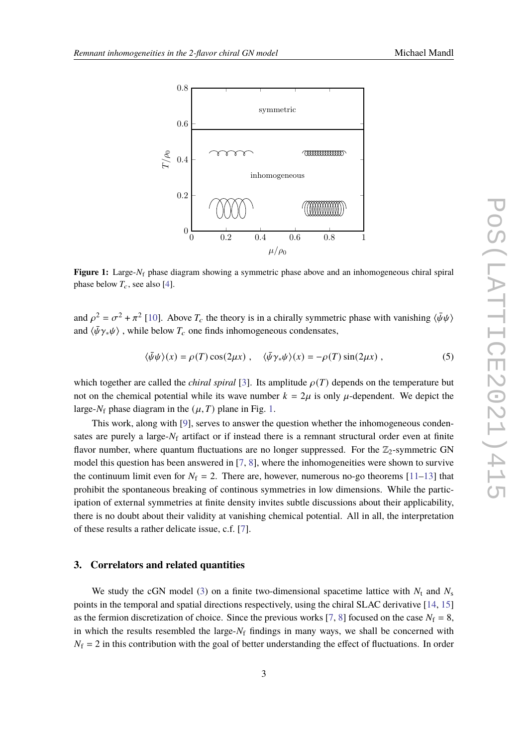**Figure 1:** Large-$N_\mathrm{f}$ phase diagram showing a symmetric phase above and an inhomogeneous chiral spiral phase below $T_c$, see also [4].

and $\rho^2 = \sigma^2 + \pi^2$ [10]. Above $T_c$ the theory is in a chirally symmetric phase with vanishing $\langle\bar{\psi}\psi\rangle$ and $\langle\bar{\psi}\gamma_*\psi\rangle$ , while below $T_c$ one finds inhomogeneous condensates,

$$\langle\bar{\psi}\psi\rangle(x) = \rho(T)\cos(2\mu x) \ , \quad \langle\bar{\psi}\gamma_*\psi\rangle(x) = -\rho(T)\sin(2\mu x) \ , \tag{5}$$

which together are called the *chiral spiral* [3]. Its amplitude $\rho(T)$ depends on the temperature but not on the chemical potential while its wave number $k = 2\mu$ is only $\mu$-dependent. We depict the large-$N_\mathrm{f}$ phase diagram in the $(\mu, T)$ plane in Fig. 1.

This work, along with [9], serves to answer the question whether the inhomogeneous condensates are purely a large-$N_\mathrm{f}$ artifact or if instead there is a remnant structural order even at finite flavor number, where quantum fluctuations are no longer suppressed. For the $\mathbb{Z}_2$-symmetric GN model this question has been answered in [7, 8], where the inhomogeneities were shown to survive the continuum limit even for $N_\mathrm{f} = 2$. There are, however, numerous no-go theorems [11–13] that prohibit the spontaneous breaking of continous symmetries in low dimensions. While the participation of external symmetries at finite density invites subtle discussions about their applicability, there is no doubt about their validity at vanishing chemical potential. All in all, the interpretation of these results a rather delicate issue, c.f. [7].

## 3. Correlators and related quantities

We study the cGN model (3) on a finite two-dimensional spacetime lattice with $N_\mathrm{t}$ and $N_\mathrm{s}$ points in the temporal and spatial directions respectively, using the chiral SLAC derivative [14, 15] as the fermion discretization of choice. Since the previous works [7, 8] focused on the case $N_\mathrm{f} = 8$, in which the results resembled the large-$N_\mathrm{f}$ findings in many ways, we shall be concerned with $N_\mathrm{f} = 2$ in this contribution with the goal of better understanding the effect of fluctuations. In order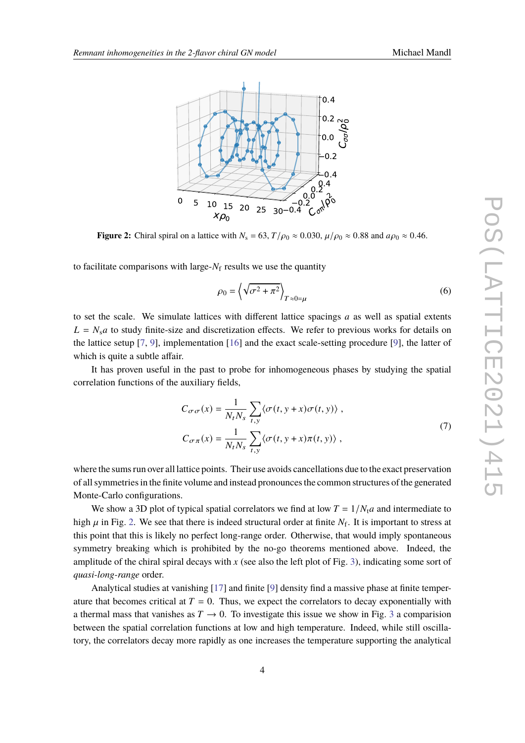**Figure 2:** Chiral spiral on a lattice with $N_s = 63$, $T/\rho_0 \approx 0.030$, $\mu/\rho_0 \approx 0.88$ and $a\rho_0 \approx 0.46$.

to facilitate comparisons with large-$N_f$ results we use the quantity

$$\rho_0 = \left\langle \sqrt{\sigma^2 + \pi^2} \right\rangle_{T \approx 0 = \mu} \tag{6}$$

to set the scale. We simulate lattices with different lattice spacings $a$ as well as spatial extents $L = N_s a$ to study finite-size and discretization effects. We refer to previous works for details on the lattice setup [7, 9], implementation [16] and the exact scale-setting procedure [9], the latter of which is quite a subtle affair.

It has proven useful in the past to probe for inhomogeneous phases by studying the spatial correlation functions of the auxiliary fields,

$$\begin{aligned} C_{\sigma\sigma}(x) &= \frac{1}{N_t N_s} \sum_{t,y} \langle \sigma(t, y + x)\sigma(t, y) \rangle \, , \\ C_{\sigma\pi}(x) &= \frac{1}{N_t N_s} \sum_{t,y} \langle \sigma(t, y + x)\pi(t, y) \rangle \, , \end{aligned} \tag{7}$$

where the sums run over all lattice points. Their use avoids cancellations due to the exact preservation of all symmetries in the finite volume and instead pronounces the common structures of the generated Monte-Carlo configurations.

We show a 3D plot of typical spatial correlators we find at low $T = 1/N_t a$ and intermediate to high $\mu$ in Fig. 2. We see that there is indeed structural order at finite $N_f$. It is important to stress at this point that this is likely no perfect long-range order. Otherwise, that would imply spontaneous symmetry breaking which is prohibited by the no-go theorems mentioned above. Indeed, the amplitude of the chiral spiral decays with $x$ (see also the left plot of Fig. 3), indicating some sort of *quasi-long-range* order.

Analytical studies at vanishing [17] and finite [9] density find a massive phase at finite temperature that becomes critical at $T = 0$. Thus, we expect the correlators to decay exponentially with a thermal mass that vanishes as $T \to 0$. To investigate this issue we show in Fig. 3 a comparision between the spatial correlation functions at low and high temperature. Indeed, while still oscillatory, the correlators decay more rapidly as one increases the temperature supporting the analytical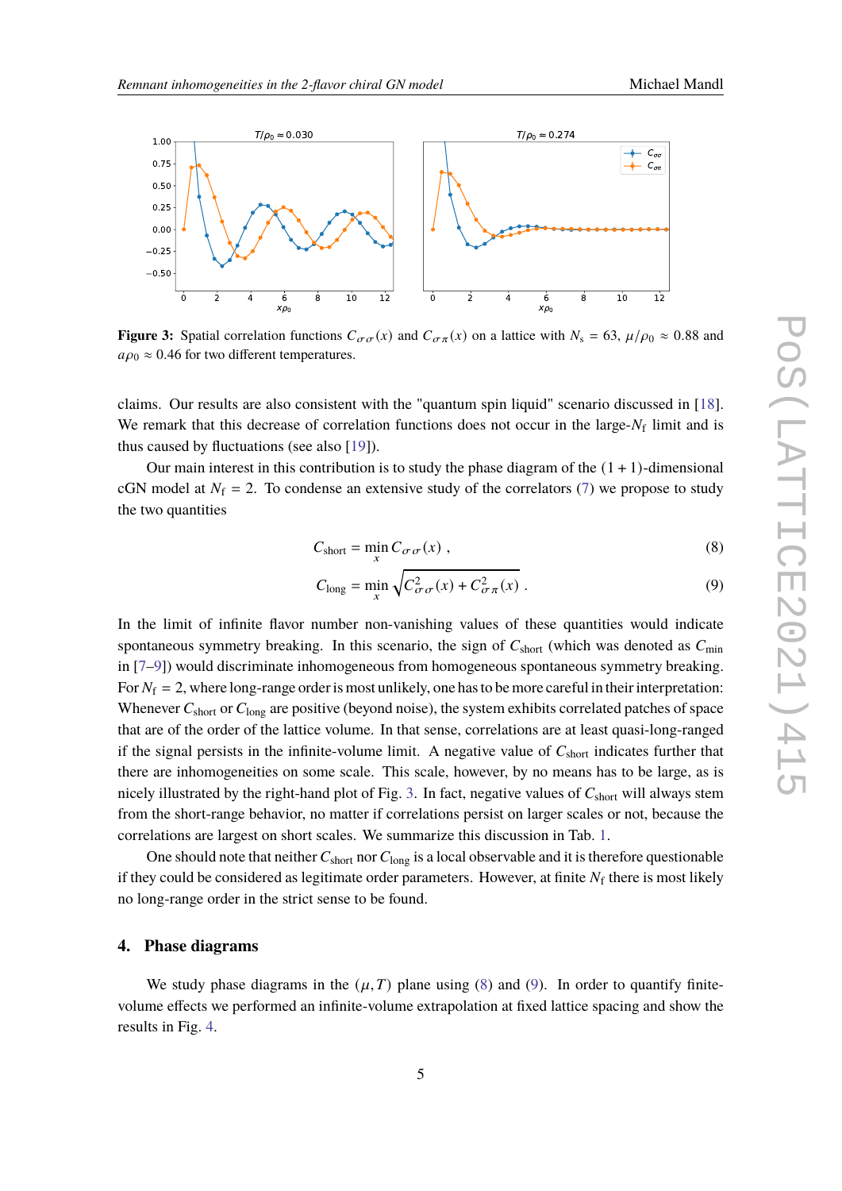**Figure 3:** Spatial correlation functions $C_{\sigma\sigma}(x)$ and $C_{\sigma\pi}(x)$ on a lattice with $N_s = 63$, $\mu/\rho_0 \approx 0.88$ and $a\rho_0 \approx 0.46$ for two different temperatures.

claims. Our results are also consistent with the "quantum spin liquid" scenario discussed in [18]. We remark that this decrease of correlation functions does not occur in the large-$N_f$ limit and is thus caused by fluctuations (see also [19]).

Our main interest in this contribution is to study the phase diagram of the $(1+1)$-dimensional cGN model at $N_f = 2$. To condense an extensive study of the correlators (7) we propose to study the two quantities

$$C_{\text{short}} = \min_x C_{\sigma\sigma}(x) \ , \tag{8}$$

$$C_{\text{long}} = \min_x \sqrt{C_{\sigma\sigma}^2(x) + C_{\sigma\pi}^2(x)} \ . \tag{9}$$

In the limit of infinite flavor number non-vanishing values of these quantities would indicate spontaneous symmetry breaking. In this scenario, the sign of $C_{\text{short}}$ (which was denoted as $C_{\text{min}}$ in [7–9]) would discriminate inhomogeneous from homogeneous spontaneous symmetry breaking. For $N_f = 2$, where long-range order is most unlikely, one has to be more careful in their interpretation: Whenever $C_{\text{short}}$ or $C_{\text{long}}$ are positive (beyond noise), the system exhibits correlated patches of space that are of the order of the lattice volume. In that sense, correlations are at least quasi-long-ranged if the signal persists in the infinite-volume limit. A negative value of $C_{\text{short}}$ indicates further that there are inhomogeneities on some scale. This scale, however, by no means has to be large, as is nicely illustrated by the right-hand plot of Fig. 3. In fact, negative values of $C_{\text{short}}$ will always stem from the short-range behavior, no matter if correlations persist on larger scales or not, because the correlations are largest on short scales. We summarize this discussion in Tab. 1.

One should note that neither $C_{\text{short}}$ nor $C_{\text{long}}$ is a local observable and it is therefore questionable if they could be considered as legitimate order parameters. However, at finite $N_f$ there is most likely no long-range order in the strict sense to be found.

## 4. Phase diagrams

We study phase diagrams in the $(\mu, T)$ plane using (8) and (9). In order to quantify finite-volume effects we performed an infinite-volume extrapolation at fixed lattice spacing and show the results in Fig. 4.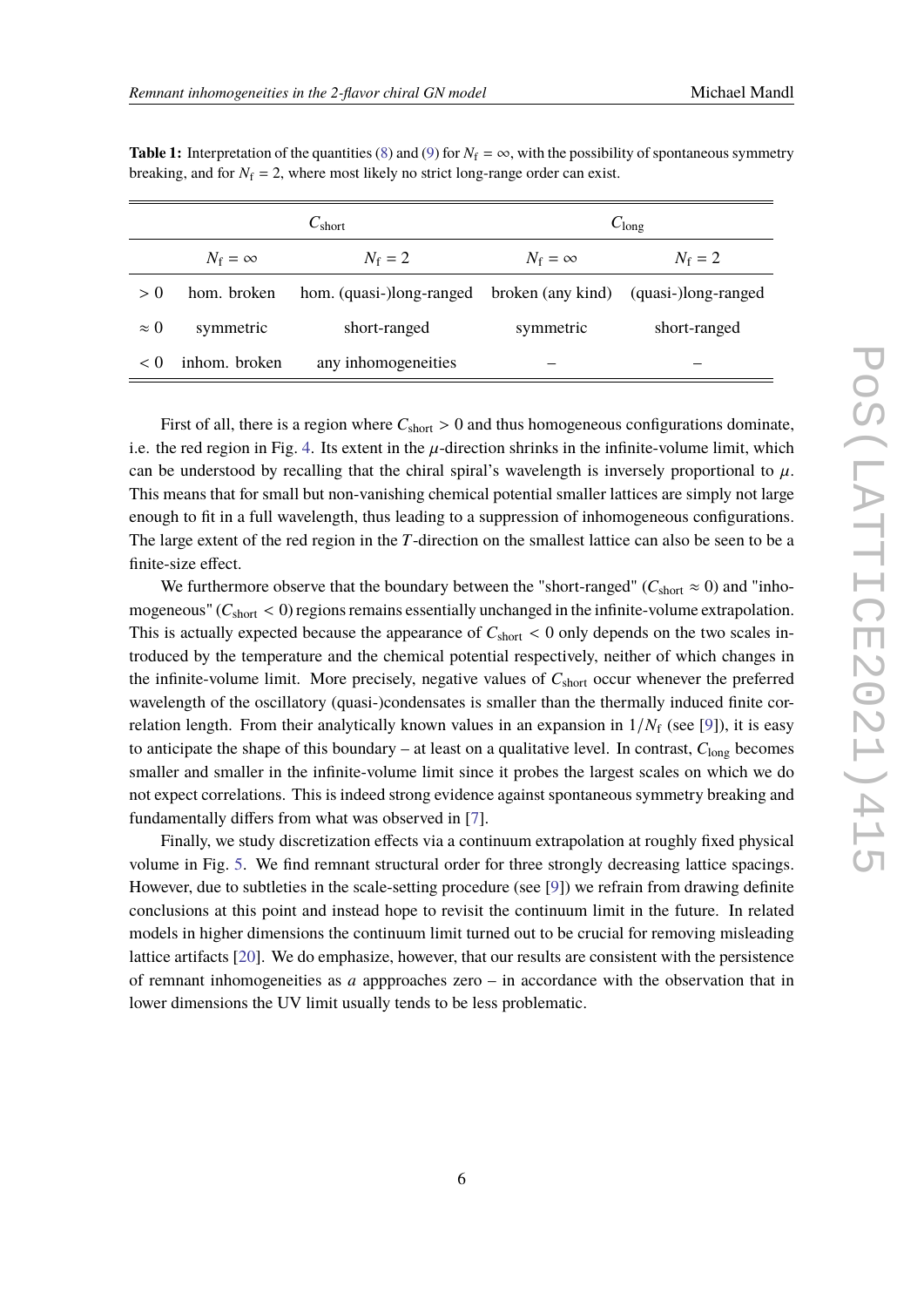**Table 1:** Interpretation of the quantities (8) and (9) for $N_\mathrm{f} = \infty$, with the possibility of spontaneous symmetry breaking, and for $N_\mathrm{f} = 2$, where most likely no strict long-range order can exist.

| | $C_\mathrm{short}$ | | $C_\mathrm{long}$ | |
|---|---|---|---|---|
| | $N_\mathrm{f} = \infty$ | $N_\mathrm{f} = 2$ | $N_\mathrm{f} = \infty$ | $N_\mathrm{f} = 2$ |
| $> 0$ | hom. broken | hom. (quasi-)long-ranged | broken (any kind) | (quasi-)long-ranged |
| $\approx 0$ | symmetric | short-ranged | symmetric | short-ranged |
| $< 0$ | inhom. broken | any inhomogeneities | – | – |

First of all, there is a region where $C_\mathrm{short} > 0$ and thus homogeneous configurations dominate, i.e. the red region in Fig. 4. Its extent in the $\mu$-direction shrinks in the infinite-volume limit, which can be understood by recalling that the chiral spiral's wavelength is inversely proportional to $\mu$. This means that for small but non-vanishing chemical potential smaller lattices are simply not large enough to fit in a full wavelength, thus leading to a suppression of inhomogeneous configurations. The large extent of the red region in the $T$-direction on the smallest lattice can also be seen to be a finite-size effect.

We furthermore observe that the boundary between the "short-ranged" ($C_\mathrm{short} \approx 0$) and "inhomogeneous" ($C_\mathrm{short} < 0$) regions remains essentially unchanged in the infinite-volume extrapolation. This is actually expected because the appearance of $C_\mathrm{short} < 0$ only depends on the two scales introduced by the temperature and the chemical potential respectively, neither of which changes in the infinite-volume limit. More precisely, negative values of $C_\mathrm{short}$ occur whenever the preferred wavelength of the oscillatory (quasi-)condensates is smaller than the thermally induced finite correlation length. From their analytically known values in an expansion in $1/N_\mathrm{f}$ (see [9]), it is easy to anticipate the shape of this boundary – at least on a qualitative level. In contrast, $C_\mathrm{long}$ becomes smaller and smaller in the infinite-volume limit since it probes the largest scales on which we do not expect correlations. This is indeed strong evidence against spontaneous symmetry breaking and fundamentally differs from what was observed in [7].

Finally, we study discretization effects via a continuum extrapolation at roughly fixed physical volume in Fig. 5. We find remnant structural order for three strongly decreasing lattice spacings. However, due to subtleties in the scale-setting procedure (see [9]) we refrain from drawing definite conclusions at this point and instead hope to revisit the continuum limit in the future. In related models in higher dimensions the continuum limit turned out to be crucial for removing misleading lattice artifacts [20]. We do emphasize, however, that our results are consistent with the persistence of remnant inhomogeneities as $a$ appproaches zero – in accordance with the observation that in lower dimensions the UV limit usually tends to be less problematic.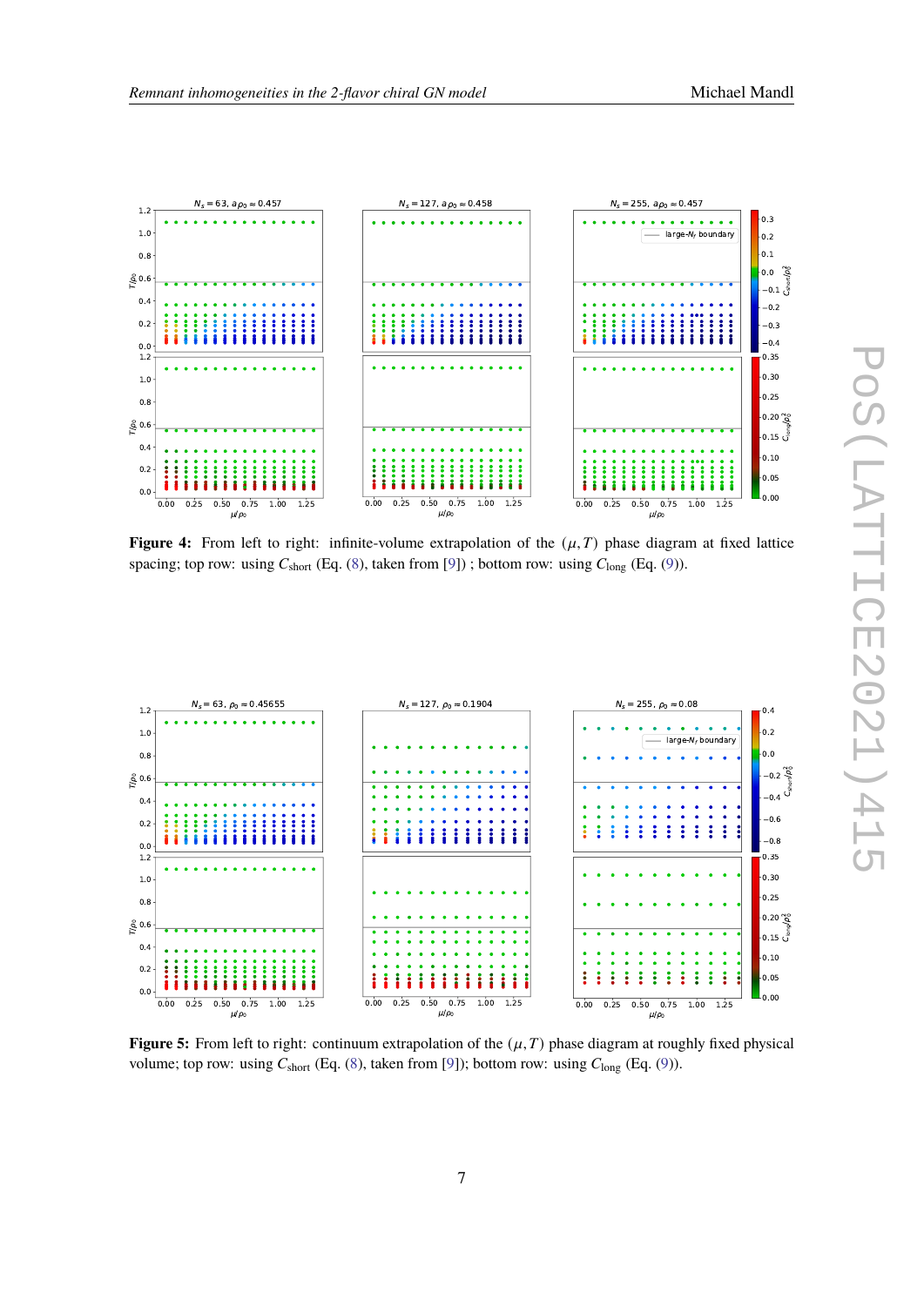**Figure 4:** From left to right: infinite-volume extrapolation of the $(\mu, T)$ phase diagram at fixed lattice spacing; top row: using $C_{\text{short}}$ (Eq. (8), taken from [9]) ; bottom row: using $C_{\text{long}}$ (Eq. (9)).

**Figure 5:** From left to right: continuum extrapolation of the $(\mu, T)$ phase diagram at roughly fixed physical volume; top row: using $C_{\text{short}}$ (Eq. (8), taken from [9]); bottom row: using $C_{\text{long}}$ (Eq. (9)).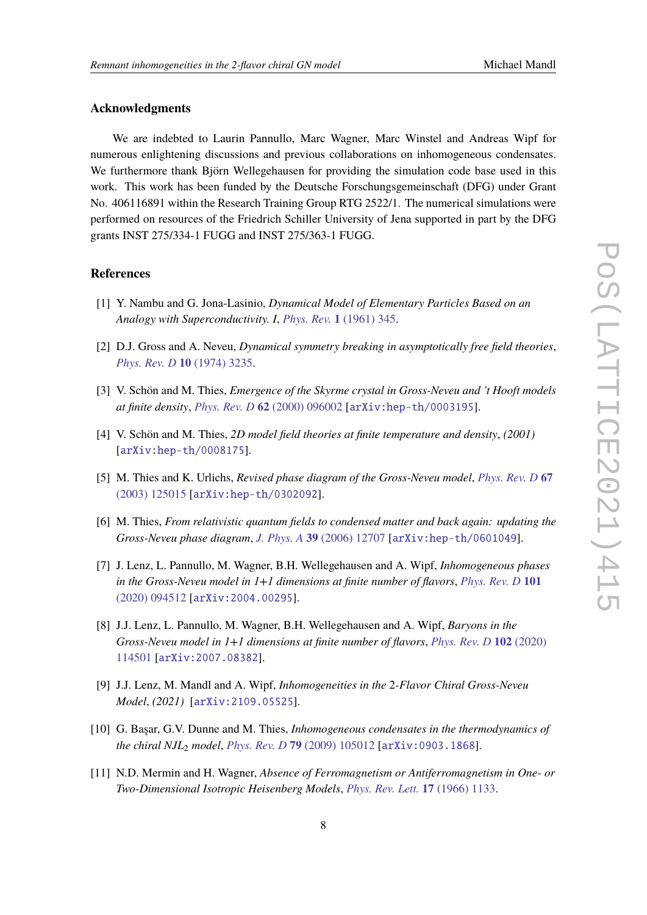## Acknowledgments

We are indebted to Laurin Pannullo, Marc Wagner, Marc Winstel and Andreas Wipf for numerous enlightening discussions and previous collaborations on inhomogeneous condensates. We furthermore thank Björn Wellegehausen for providing the simulation code base used in this work. This work has been funded by the Deutsche Forschungsgemeinschaft (DFG) under Grant No. 406116891 within the Research Training Group RTG 2522/1. The numerical simulations were performed on resources of the Friedrich Schiller University of Jena supported in part by the DFG grants INST 275/334-1 FUGG and INST 275/363-1 FUGG.

## References

[1] Y. Nambu and G. Jona-Lasinio, *Dynamical Model of Elementary Particles Based on an Analogy with Superconductivity. I*, Phys. Rev. **1** (1961) 345.

[2] D.J. Gross and A. Neveu, *Dynamical symmetry breaking in asymptotically free field theories*, Phys. Rev. D **10** (1974) 3235.

[3] V. Schön and M. Thies, *Emergence of the Skyrme crystal in Gross-Neveu and 't Hooft models at finite density*, Phys. Rev. D **62** (2000) 096002 [arXiv:hep-th/0003195].

[4] V. Schön and M. Thies, *2D model field theories at finite temperature and density*, (2001) [arXiv:hep-th/0008175].

[5] M. Thies and K. Urlichs, *Revised phase diagram of the Gross-Neveu model*, Phys. Rev. D **67** (2003) 125015 [arXiv:hep-th/0302092].

[6] M. Thies, *From relativistic quantum fields to condensed matter and back again: updating the Gross-Neveu phase diagram*, J. Phys. A **39** (2006) 12707 [arXiv:hep-th/0601049].

[7] J. Lenz, L. Pannullo, M. Wagner, B.H. Wellegehausen and A. Wipf, *Inhomogeneous phases in the Gross-Neveu model in 1+1 dimensions at finite number of flavors*, Phys. Rev. D **101** (2020) 094512 [arXiv:2004.00295].

[8] J.J. Lenz, L. Pannullo, M. Wagner, B.H. Wellegehausen and A. Wipf, *Baryons in the Gross-Neveu model in 1+1 dimensions at finite number of flavors*, Phys. Rev. D **102** (2020) 114501 [arXiv:2007.08382].

[9] J.J. Lenz, M. Mandl and A. Wipf, *Inhomogeneities in the 2-Flavor Chiral Gross-Neveu Model*, (2021) [arXiv:2109.05525].

[10] G. Başar, G.V. Dunne and M. Thies, *Inhomogeneous condensates in the thermodynamics of the chiral NJL$_2$ model*, Phys. Rev. D **79** (2009) 105012 [arXiv:0903.1868].

[11] N.D. Mermin and H. Wagner, *Absence of Ferromagnetism or Antiferromagnetism in One- or Two-Dimensional Isotropic Heisenberg Models*, Phys. Rev. Lett. **17** (1966) 1133.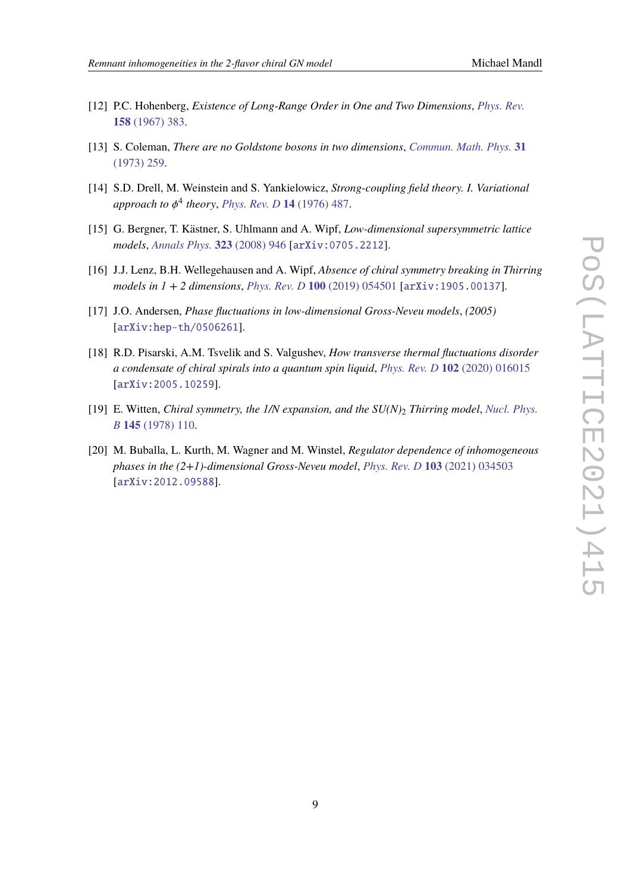[12] P.C. Hohenberg, *Existence of Long-Range Order in One and Two Dimensions*, Phys. Rev. **158** (1967) 383.

[13] S. Coleman, *There are no Goldstone bosons in two dimensions*, Commun. Math. Phys. **31** (1973) 259.

[14] S.D. Drell, M. Weinstein and S. Yankielowicz, *Strong-coupling field theory. I. Variational approach to $\phi^4$ theory*, Phys. Rev. D **14** (1976) 487.

[15] G. Bergner, T. Kästner, S. Uhlmann and A. Wipf, *Low-dimensional supersymmetric lattice models*, Annals Phys. **323** (2008) 946 [arXiv:0705.2212].

[16] J.J. Lenz, B.H. Wellegehausen and A. Wipf, *Absence of chiral symmetry breaking in Thirring models in 1 + 2 dimensions*, Phys. Rev. D **100** (2019) 054501 [arXiv:1905.00137].

[17] J.O. Andersen, *Phase fluctuations in low-dimensional Gross-Neveu models*, *(2005)* [arXiv:hep-th/0506261].

[18] R.D. Pisarski, A.M. Tsvelik and S. Valgushev, *How transverse thermal fluctuations disorder a condensate of chiral spirals into a quantum spin liquid*, Phys. Rev. D **102** (2020) 016015 [arXiv:2005.10259].

[19] E. Witten, *Chiral symmetry, the 1/N expansion, and the SU(N)$_2$ Thirring model*, Nucl. Phys. B **145** (1978) 110.

[20] M. Buballa, L. Kurth, M. Wagner and M. Winstel, *Regulator dependence of inhomogeneous phases in the (2+1)-dimensional Gross-Neveu model*, Phys. Rev. D **103** (2021) 034503 [arXiv:2012.09588].